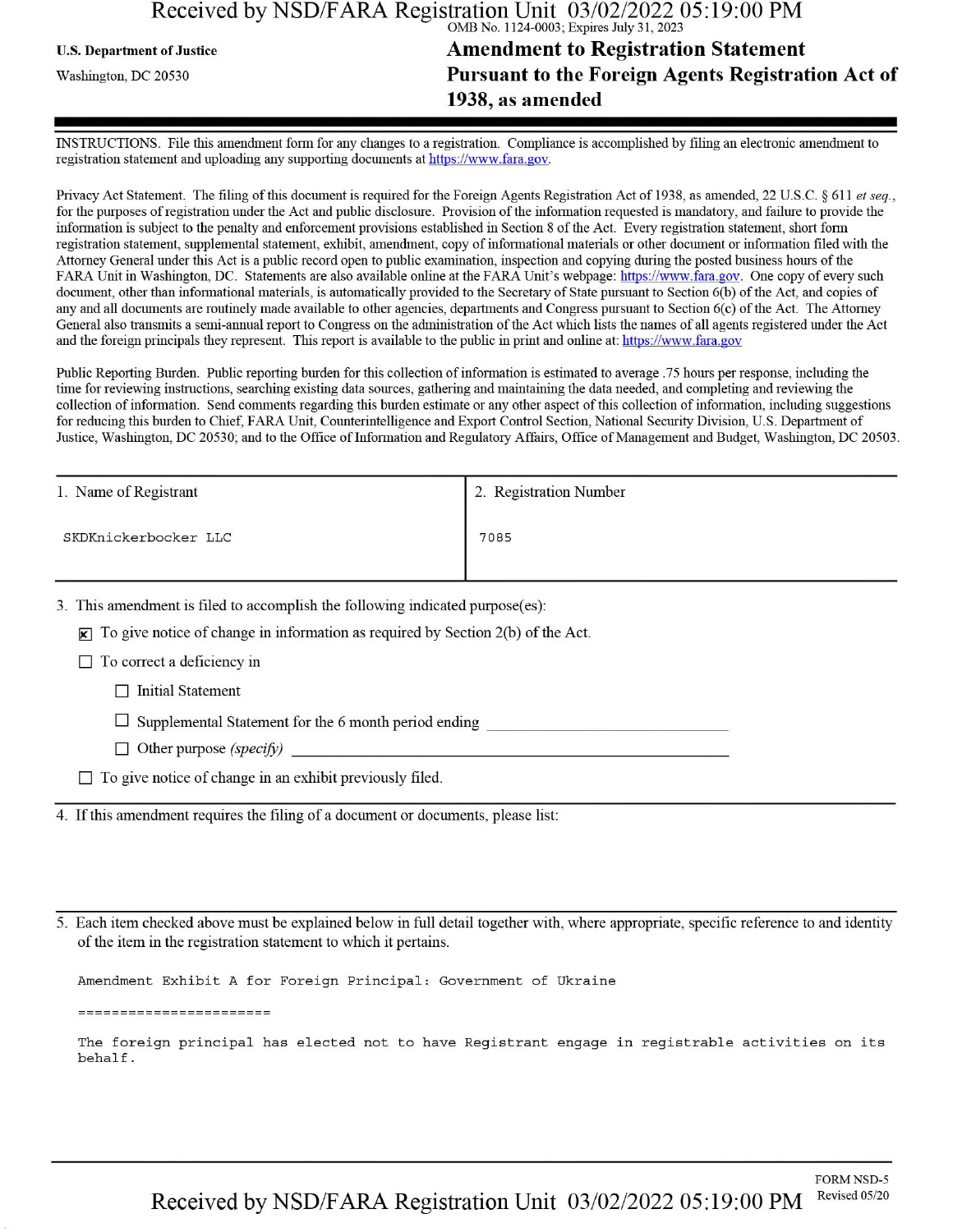OMB No. 1124-0003; Expires July 31, 2023

**U.S. Department of Justice**

Washington, DC 20530

# Amendment to Registration Statement Pursuant to the Foreign Agents Registration Act of 1938, as amended

INSTRUCTIONS. File this amendment form for any changes to a registration. Compliance is accomplished by filing an electronic amendment to registration statement and uploading any supporting documents at https://www.fara.gov.

Privacy Act Statement. The filing of this document is required for the Foreign Agents Registration Act of 1938, as amended, 22 U.S.C. § 611 *et seq.*, for the purposes of registration under the Act and public disclosure. Provision of the information requested is mandatory, and failure to provide the information is subject to the penalty and enforcement provisions established in Section 8 of the Act. Every registration statement, short form registration statement, supplemental statement, exhibit, amendment, copy of informational materials or other document or information filed with the Attorney General under this Act is a public record open to public examination, inspection and copying during the posted business hours of the FARA Unit in Washington, DC. Statements are also available online at the FARA Unit's webpage: https://www.fara.gov. One copy of every such document, other than informational materials, is automatically provided to the Secretary of State pursuant to Section 6(b) of the Act, and copies of any and all documents are routinely made available to other agencies, departments and Congress pursuant to Section 6(c) of the Act. The Attorney General also transmits a semi-annual report to Congress on the administration of the Act which lists the names of all agents registered under the Act and the foreign principals they represent. This report is available to the public in print and online at: https://www.fara.gov

Public Reporting Burden. Public reporting burden for this collection of information is estimated to average .75 hours per response, including the time for reviewing instructions, searching existing data sources, gathering and maintaining the data needed, and completing and reviewing the collection of information. Send comments regarding this burden estimate or any other aspect of this collection of information, including suggestions for reducing this burden to Chief, FARA Unit, Counterintelligence and Export Control Section, National Security Division, U.S. Department of Justice, Washington, DC 20530; and to the Office of Information and Regulatory Affairs, Office of Management and Budget, Washington, DC 20503.

| 1. Name of Registrant | 2. Registration Number |
|---|---|
| SKDKnickerbocker LLC | 7085 |

3. This amendment is filed to accomplish the following indicated purpose(es):

- ☒ To give notice of change in information as required by Section 2(b) of the Act.
- ☐ To correct a deficiency in
  - ☐ Initial Statement
  - ☐ Supplemental Statement for the 6 month period ending ____________________
  - ☐ Other purpose *(specify)* ____________________
- ☐ To give notice of change in an exhibit previously filed.

4. If this amendment requires the filing of a document or documents, please list:

5. Each item checked above must be explained below in full detail together with, where appropriate, specific reference to and identity of the item in the registration statement to which it pertains.

Amendment Exhibit A for Foreign Principal: Government of Ukraine

=======================

The foreign principal has elected not to have Registrant engage in registrable activities on its behalf.

FORM NSD-5
Revised 05/20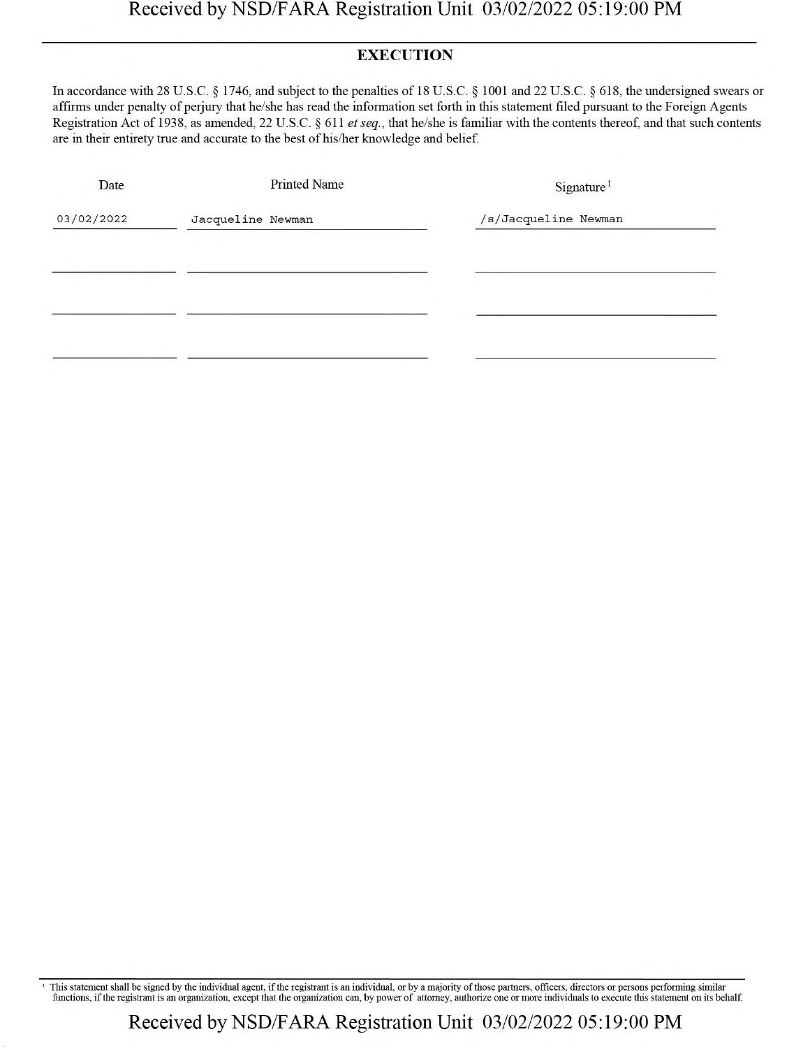## EXECUTION

In accordance with 28 U.S.C. § 1746, and subject to the penalties of 18 U.S.C. § 1001 and 22 U.S.C. § 618, the undersigned swears or affirms under penalty of perjury that he/she has read the information set forth in this statement filed pursuant to the Foreign Agents Registration Act of 1938, as amended, 22 U.S.C. § 611 *et seq.*, that he/she is familiar with the contents thereof, and that such contents are in their entirety true and accurate to the best of his/her knowledge and belief.

| Date | Printed Name | Signature[1] |
|---|---|---|
| 03/02/2022 | Jacqueline Newman | /s/Jacqueline Newman |
| | | |
| | | |
| | | |

[1] This statement shall be signed by the individual agent, if the registrant is an individual, or by a majority of those partners, officers, directors or persons performing similar functions, if the registrant is an organization, except that the organization can, by power of attorney, authorize one or more individuals to execute this statement on its behalf.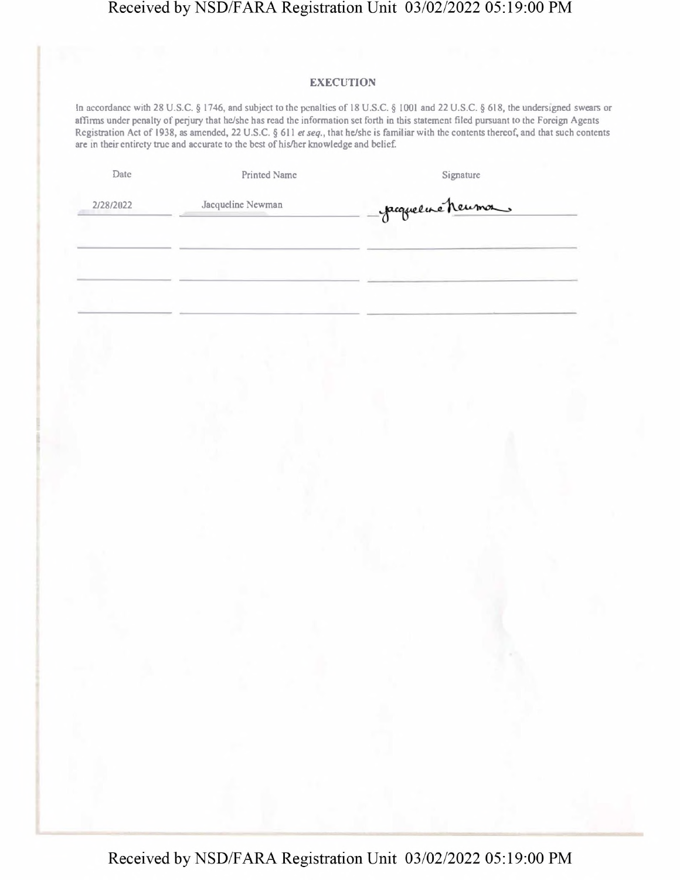## EXECUTION

In accordance with 28 U.S.C. § 1746, and subject to the penalties of 18 U.S.C. § 1001 and 22 U.S.C. § 618, the undersigned swears or affirms under penalty of perjury that he/she has read the information set forth in this statement filed pursuant to the Foreign Agents Registration Act of 1938, as amended, 22 U.S.C. § 611 *et seq.*, that he/she is familiar with the contents thereof, and that such contents are in their entirety true and accurate to the best of his/her knowledge and belief.

| Date | Printed Name | Signature |
|---|---|---|
| 2/28/2022 | Jacqueline Newman | Jacqueline Newman |
| | | |
| | | |
| | | |